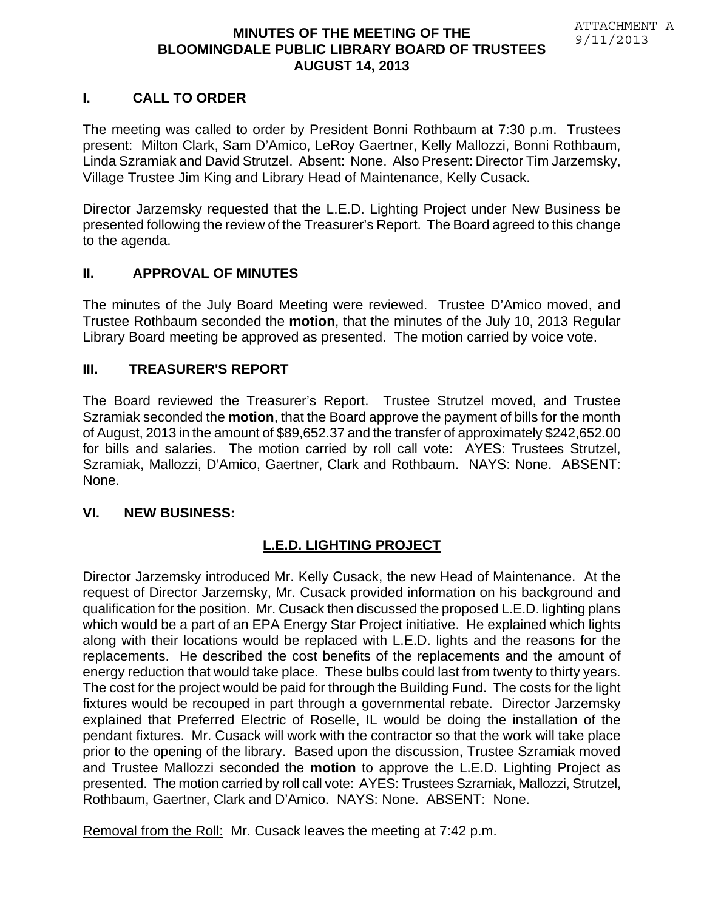ATTACHMENT A
9/11/2013

# MINUTES OF THE MEETING OF THE BLOOMINGDALE PUBLIC LIBRARY BOARD OF TRUSTEES AUGUST 14, 2013

## I. CALL TO ORDER

The meeting was called to order by President Bonni Rothbaum at 7:30 p.m. Trustees present: Milton Clark, Sam D'Amico, LeRoy Gaertner, Kelly Mallozzi, Bonni Rothbaum, Linda Szramiak and David Strutzel. Absent: None. Also Present: Director Tim Jarzemsky, Village Trustee Jim King and Library Head of Maintenance, Kelly Cusack.

Director Jarzemsky requested that the L.E.D. Lighting Project under New Business be presented following the review of the Treasurer's Report. The Board agreed to this change to the agenda.

## II. APPROVAL OF MINUTES

The minutes of the July Board Meeting were reviewed. Trustee D'Amico moved, and Trustee Rothbaum seconded the **motion**, that the minutes of the July 10, 2013 Regular Library Board meeting be approved as presented. The motion carried by voice vote.

## III. TREASURER'S REPORT

The Board reviewed the Treasurer's Report. Trustee Strutzel moved, and Trustee Szramiak seconded the **motion**, that the Board approve the payment of bills for the month of August, 2013 in the amount of $89,652.37 and the transfer of approximately $242,652.00 for bills and salaries. The motion carried by roll call vote: AYES: Trustees Strutzel, Szramiak, Mallozzi, D'Amico, Gaertner, Clark and Rothbaum. NAYS: None. ABSENT: None.

## VI. NEW BUSINESS:

### L.E.D. LIGHTING PROJECT

Director Jarzemsky introduced Mr. Kelly Cusack, the new Head of Maintenance. At the request of Director Jarzemsky, Mr. Cusack provided information on his background and qualification for the position. Mr. Cusack then discussed the proposed L.E.D. lighting plans which would be a part of an EPA Energy Star Project initiative. He explained which lights along with their locations would be replaced with L.E.D. lights and the reasons for the replacements. He described the cost benefits of the replacements and the amount of energy reduction that would take place. These bulbs could last from twenty to thirty years. The cost for the project would be paid for through the Building Fund. The costs for the light fixtures would be recouped in part through a governmental rebate. Director Jarzemsky explained that Preferred Electric of Roselle, IL would be doing the installation of the pendant fixtures. Mr. Cusack will work with the contractor so that the work will take place prior to the opening of the library. Based upon the discussion, Trustee Szramiak moved and Trustee Mallozzi seconded the **motion** to approve the L.E.D. Lighting Project as presented. The motion carried by roll call vote: AYES: Trustees Szramiak, Mallozzi, Strutzel, Rothbaum, Gaertner, Clark and D'Amico. NAYS: None. ABSENT: None.

Removal from the Roll: Mr. Cusack leaves the meeting at 7:42 p.m.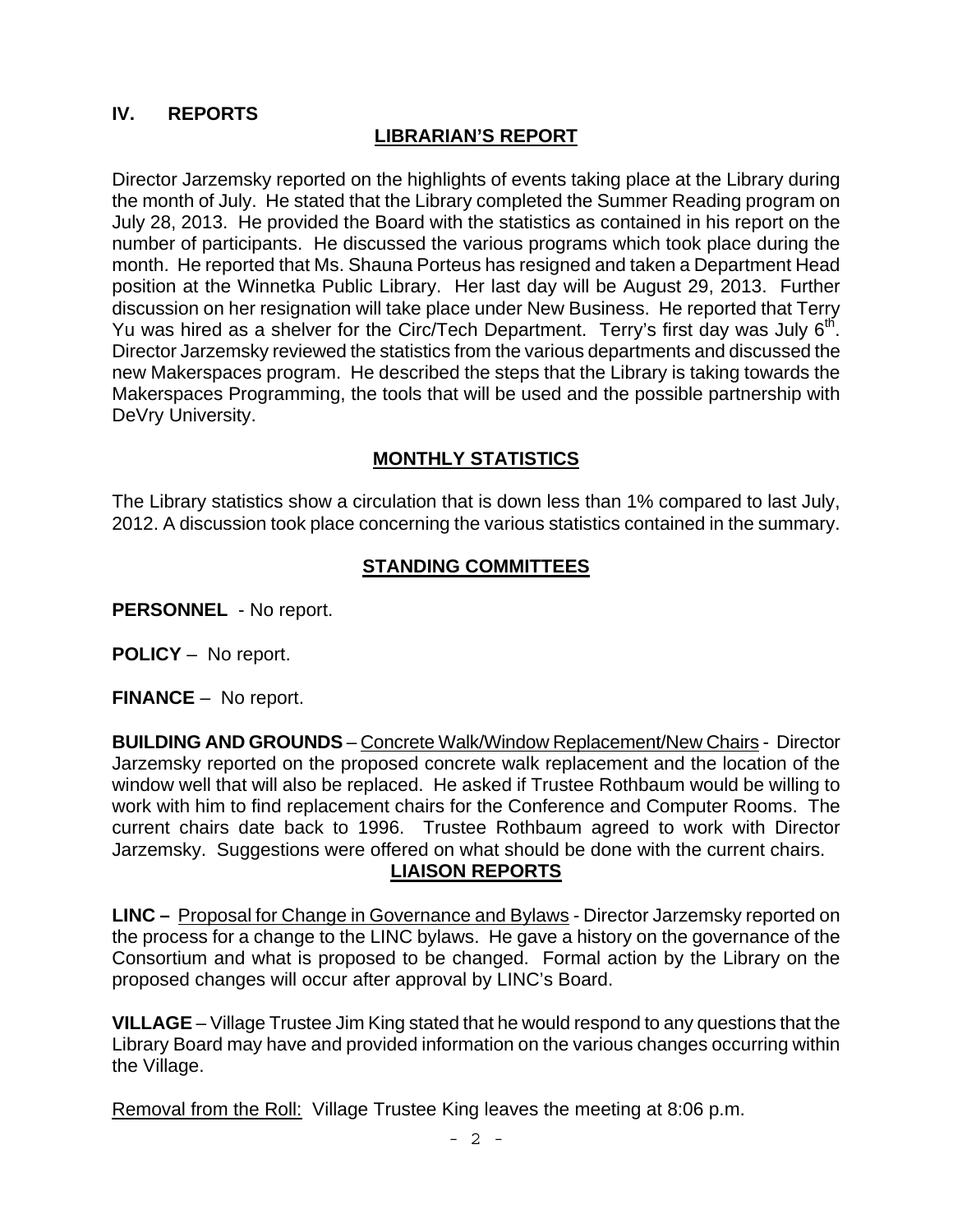## IV. REPORTS

### LIBRARIAN'S REPORT

Director Jarzemsky reported on the highlights of events taking place at the Library during the month of July. He stated that the Library completed the Summer Reading program on July 28, 2013. He provided the Board with the statistics as contained in his report on the number of participants. He discussed the various programs which took place during the month. He reported that Ms. Shauna Porteus has resigned and taken a Department Head position at the Winnetka Public Library. Her last day will be August 29, 2013. Further discussion on her resignation will take place under New Business. He reported that Terry Yu was hired as a shelver for the Circ/Tech Department. Terry's first day was July 6th. Director Jarzemsky reviewed the statistics from the various departments and discussed the new Makerspaces program. He described the steps that the Library is taking towards the Makerspaces Programming, the tools that will be used and the possible partnership with DeVry University.

### MONTHLY STATISTICS

The Library statistics show a circulation that is down less than 1% compared to last July, 2012. A discussion took place concerning the various statistics contained in the summary.

### STANDING COMMITTEES

**PERSONNEL** - No report.

**POLICY** – No report.

**FINANCE** – No report.

**BUILDING AND GROUNDS** – Concrete Walk/Window Replacement/New Chairs - Director Jarzemsky reported on the proposed concrete walk replacement and the location of the window well that will also be replaced. He asked if Trustee Rothbaum would be willing to work with him to find replacement chairs for the Conference and Computer Rooms. The current chairs date back to 1996. Trustee Rothbaum agreed to work with Director Jarzemsky. Suggestions were offered on what should be done with the current chairs.

### LIAISON REPORTS

**LINC –** Proposal for Change in Governance and Bylaws - Director Jarzemsky reported on the process for a change to the LINC bylaws. He gave a history on the governance of the Consortium and what is proposed to be changed. Formal action by the Library on the proposed changes will occur after approval by LINC's Board.

**VILLAGE** – Village Trustee Jim King stated that he would respond to any questions that the Library Board may have and provided information on the various changes occurring within the Village.

Removal from the Roll: Village Trustee King leaves the meeting at 8:06 p.m.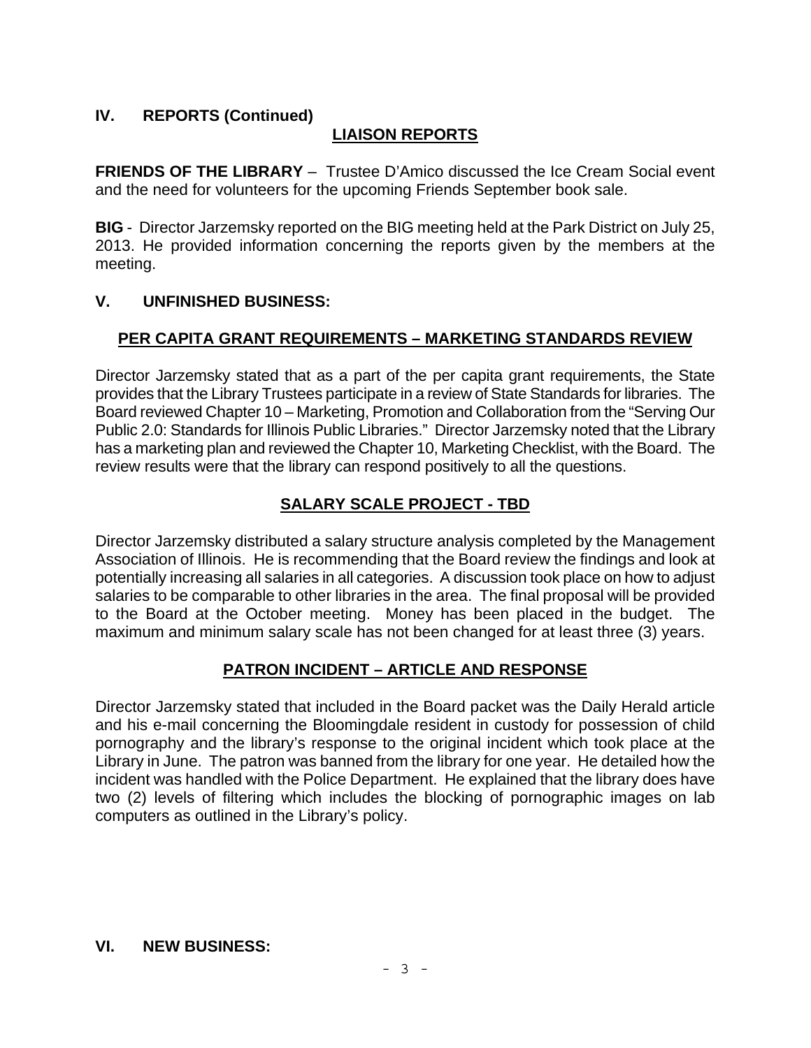## IV. REPORTS (Continued)

### LIAISON REPORTS

**FRIENDS OF THE LIBRARY** – Trustee D'Amico discussed the Ice Cream Social event and the need for volunteers for the upcoming Friends September book sale.

**BIG** - Director Jarzemsky reported on the BIG meeting held at the Park District on July 25, 2013. He provided information concerning the reports given by the members at the meeting.

## V. UNFINISHED BUSINESS:

### PER CAPITA GRANT REQUIREMENTS – MARKETING STANDARDS REVIEW

Director Jarzemsky stated that as a part of the per capita grant requirements, the State provides that the Library Trustees participate in a review of State Standards for libraries. The Board reviewed Chapter 10 – Marketing, Promotion and Collaboration from the "Serving Our Public 2.0: Standards for Illinois Public Libraries." Director Jarzemsky noted that the Library has a marketing plan and reviewed the Chapter 10, Marketing Checklist, with the Board. The review results were that the library can respond positively to all the questions.

### SALARY SCALE PROJECT - TBD

Director Jarzemsky distributed a salary structure analysis completed by the Management Association of Illinois. He is recommending that the Board review the findings and look at potentially increasing all salaries in all categories. A discussion took place on how to adjust salaries to be comparable to other libraries in the area. The final proposal will be provided to the Board at the October meeting. Money has been placed in the budget. The maximum and minimum salary scale has not been changed for at least three (3) years.

### PATRON INCIDENT – ARTICLE AND RESPONSE

Director Jarzemsky stated that included in the Board packet was the Daily Herald article and his e-mail concerning the Bloomingdale resident in custody for possession of child pornography and the library's response to the original incident which took place at the Library in June. The patron was banned from the library for one year. He detailed how the incident was handled with the Police Department. He explained that the library does have two (2) levels of filtering which includes the blocking of pornographic images on lab computers as outlined in the Library's policy.

## VI. NEW BUSINESS: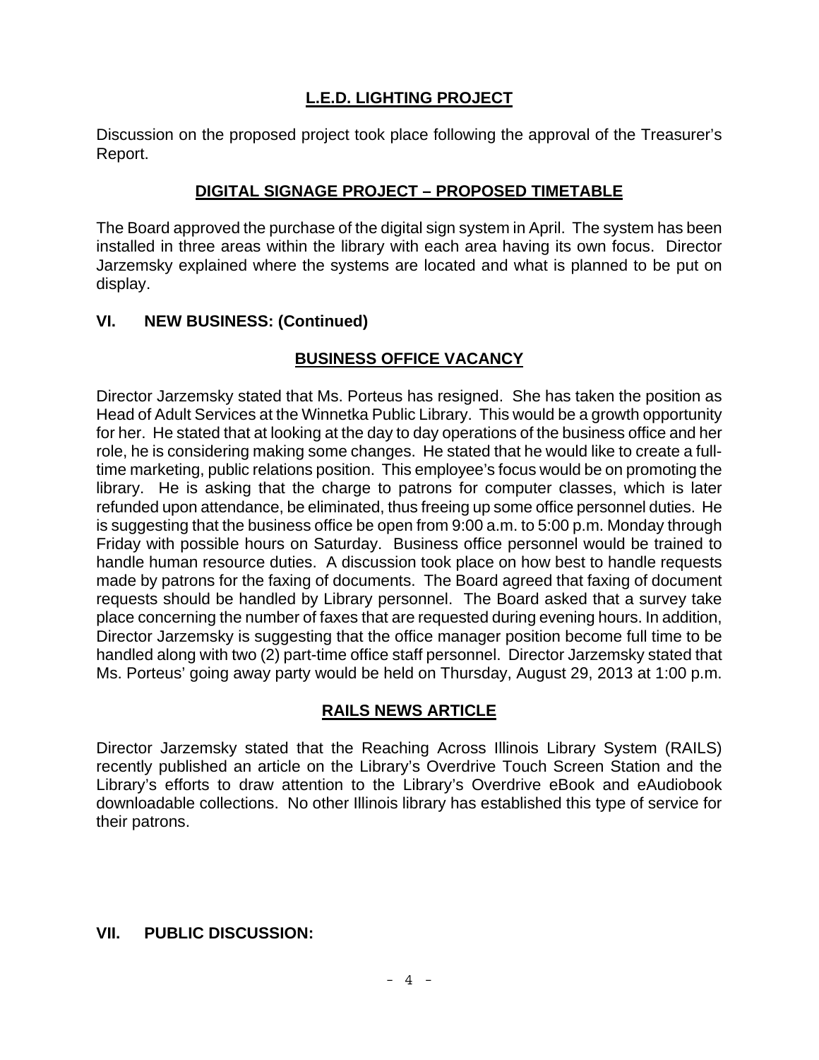## L.E.D. LIGHTING PROJECT

Discussion on the proposed project took place following the approval of the Treasurer's Report.

## DIGITAL SIGNAGE PROJECT – PROPOSED TIMETABLE

The Board approved the purchase of the digital sign system in April. The system has been installed in three areas within the library with each area having its own focus. Director Jarzemsky explained where the systems are located and what is planned to be put on display.

## VI. NEW BUSINESS: (Continued)

## BUSINESS OFFICE VACANCY

Director Jarzemsky stated that Ms. Porteus has resigned. She has taken the position as Head of Adult Services at the Winnetka Public Library. This would be a growth opportunity for her. He stated that at looking at the day to day operations of the business office and her role, he is considering making some changes. He stated that he would like to create a full-time marketing, public relations position. This employee's focus would be on promoting the library. He is asking that the charge to patrons for computer classes, which is later refunded upon attendance, be eliminated, thus freeing up some office personnel duties. He is suggesting that the business office be open from 9:00 a.m. to 5:00 p.m. Monday through Friday with possible hours on Saturday. Business office personnel would be trained to handle human resource duties. A discussion took place on how best to handle requests made by patrons for the faxing of documents. The Board agreed that faxing of document requests should be handled by Library personnel. The Board asked that a survey take place concerning the number of faxes that are requested during evening hours. In addition, Director Jarzemsky is suggesting that the office manager position become full time to be handled along with two (2) part-time office staff personnel. Director Jarzemsky stated that Ms. Porteus' going away party would be held on Thursday, August 29, 2013 at 1:00 p.m.

## RAILS NEWS ARTICLE

Director Jarzemsky stated that the Reaching Across Illinois Library System (RAILS) recently published an article on the Library's Overdrive Touch Screen Station and the Library's efforts to draw attention to the Library's Overdrive eBook and eAudiobook downloadable collections. No other Illinois library has established this type of service for their patrons.

## VII. PUBLIC DISCUSSION: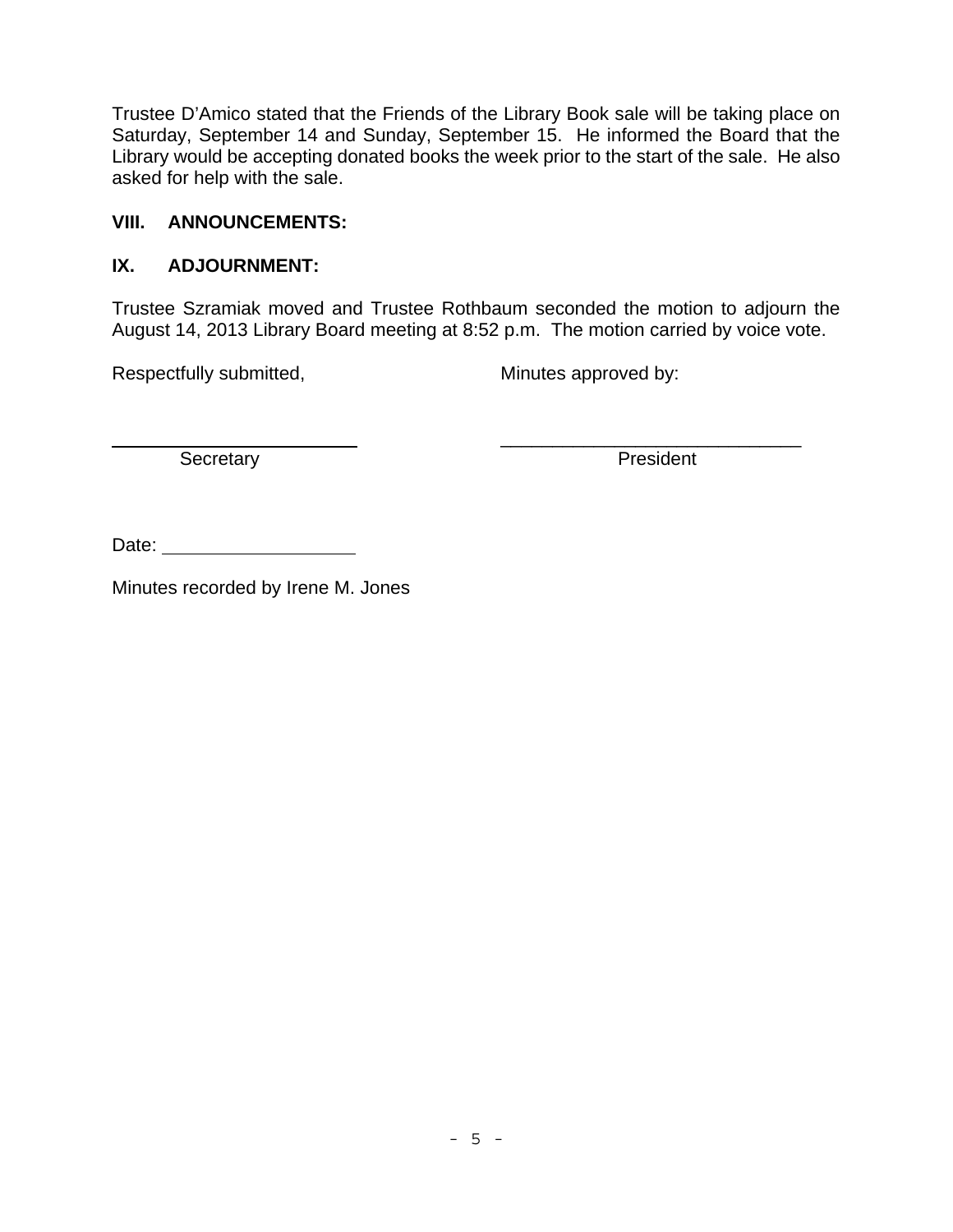Trustee D'Amico stated that the Friends of the Library Book sale will be taking place on Saturday, September 14 and Sunday, September 15. He informed the Board that the Library would be accepting donated books the week prior to the start of the sale. He also asked for help with the sale.

## VIII. ANNOUNCEMENTS:

## IX. ADJOURNMENT:

Trustee Szramiak moved and Trustee Rothbaum seconded the motion to adjourn the August 14, 2013 Library Board meeting at 8:52 p.m. The motion carried by voice vote.

Respectfully submitted,

Minutes approved by:

\_\_\_\_\_\_\_\_\_\_\_\_\_\_\_\_\_\_\_\_\_\_\_\_\_\_\_\_
Secretary

\_\_\_\_\_\_\_\_\_\_\_\_\_\_\_\_\_\_\_\_\_\_\_\_\_\_\_\_
President

Date: \_\_\_\_\_\_\_\_\_\_\_\_\_\_\_\_\_\_

Minutes recorded by Irene M. Jones